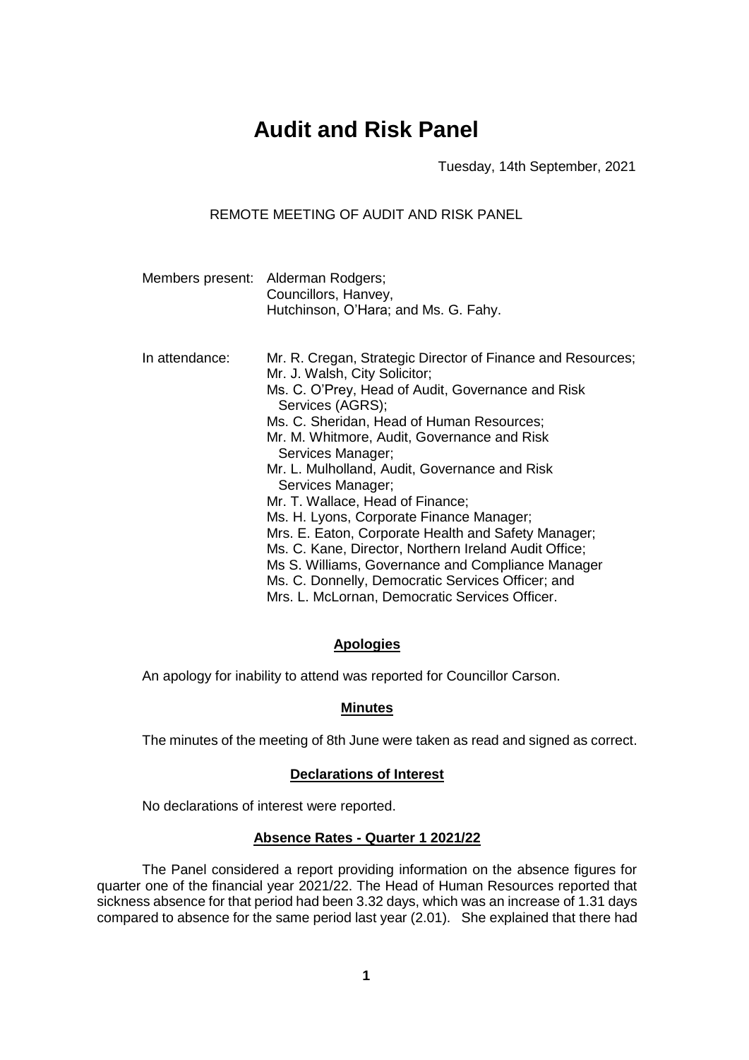# Audit and Risk Panel

Tuesday, 14th September, 2021

REMOTE MEETING OF AUDIT AND RISK PANEL

Members present: Alderman Rodgers;
Councillors, Hanvey,
Hutchinson, O'Hara; and Ms. G. Fahy.

In attendance: Mr. R. Cregan, Strategic Director of Finance and Resources;
Mr. J. Walsh, City Solicitor;
Ms. C. O'Prey, Head of Audit, Governance and Risk Services (AGRS);
Ms. C. Sheridan, Head of Human Resources;
Mr. M. Whitmore, Audit, Governance and Risk Services Manager;
Mr. L. Mulholland, Audit, Governance and Risk Services Manager;
Mr. T. Wallace, Head of Finance;
Ms. H. Lyons, Corporate Finance Manager;
Mrs. E. Eaton, Corporate Health and Safety Manager;
Ms. C. Kane, Director, Northern Ireland Audit Office;
Ms S. Williams, Governance and Compliance Manager
Ms. C. Donnelly, Democratic Services Officer; and
Mrs. L. McLornan, Democratic Services Officer.

## Apologies

An apology for inability to attend was reported for Councillor Carson.

## Minutes

The minutes of the meeting of 8th June were taken as read and signed as correct.

## Declarations of Interest

No declarations of interest were reported.

## Absence Rates - Quarter 1 2021/22

The Panel considered a report providing information on the absence figures for quarter one of the financial year 2021/22. The Head of Human Resources reported that sickness absence for that period had been 3.32 days, which was an increase of 1.31 days compared to absence for the same period last year (2.01). She explained that there had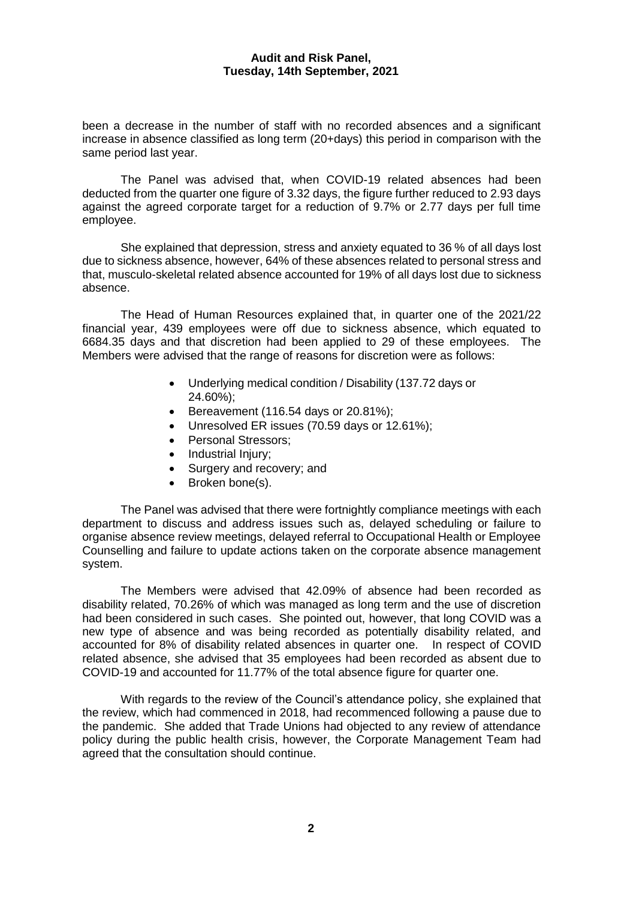been a decrease in the number of staff with no recorded absences and a significant increase in absence classified as long term (20+days) this period in comparison with the same period last year.

The Panel was advised that, when COVID-19 related absences had been deducted from the quarter one figure of 3.32 days, the figure further reduced to 2.93 days against the agreed corporate target for a reduction of 9.7% or 2.77 days per full time employee.

She explained that depression, stress and anxiety equated to 36 % of all days lost due to sickness absence, however, 64% of these absences related to personal stress and that, musculo-skeletal related absence accounted for 19% of all days lost due to sickness absence.

The Head of Human Resources explained that, in quarter one of the 2021/22 financial year, 439 employees were off due to sickness absence, which equated to 6684.35 days and that discretion had been applied to 29 of these employees. The Members were advised that the range of reasons for discretion were as follows:

- Underlying medical condition / Disability (137.72 days or 24.60%);
- Bereavement (116.54 days or 20.81%);
- Unresolved ER issues (70.59 days or 12.61%);
- Personal Stressors;
- Industrial Injury;
- Surgery and recovery; and
- Broken bone(s).

The Panel was advised that there were fortnightly compliance meetings with each department to discuss and address issues such as, delayed scheduling or failure to organise absence review meetings, delayed referral to Occupational Health or Employee Counselling and failure to update actions taken on the corporate absence management system.

The Members were advised that 42.09% of absence had been recorded as disability related, 70.26% of which was managed as long term and the use of discretion had been considered in such cases. She pointed out, however, that long COVID was a new type of absence and was being recorded as potentially disability related, and accounted for 8% of disability related absences in quarter one. In respect of COVID related absence, she advised that 35 employees had been recorded as absent due to COVID-19 and accounted for 11.77% of the total absence figure for quarter one.

With regards to the review of the Council's attendance policy, she explained that the review, which had commenced in 2018, had recommenced following a pause due to the pandemic. She added that Trade Unions had objected to any review of attendance policy during the public health crisis, however, the Corporate Management Team had agreed that the consultation should continue.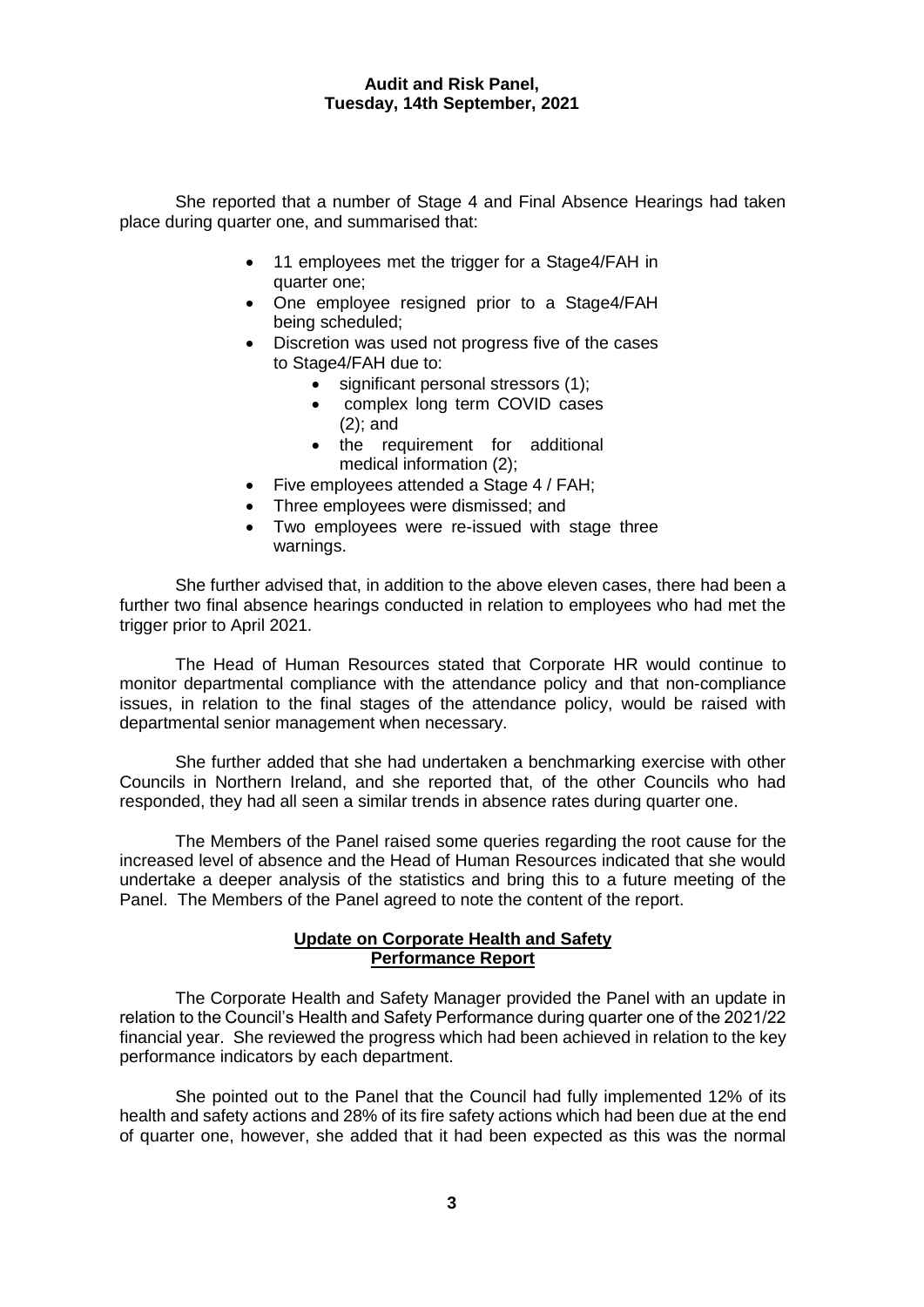She reported that a number of Stage 4 and Final Absence Hearings had taken place during quarter one, and summarised that:

- 11 employees met the trigger for a Stage4/FAH in quarter one;
- One employee resigned prior to a Stage4/FAH being scheduled;
- Discretion was used not progress five of the cases to Stage4/FAH due to:
    - significant personal stressors (1);
    - complex long term COVID cases (2); and
    - the requirement for additional medical information (2);
- Five employees attended a Stage 4 / FAH;
- Three employees were dismissed; and
- Two employees were re-issued with stage three warnings.

She further advised that, in addition to the above eleven cases, there had been a further two final absence hearings conducted in relation to employees who had met the trigger prior to April 2021.

The Head of Human Resources stated that Corporate HR would continue to monitor departmental compliance with the attendance policy and that non-compliance issues, in relation to the final stages of the attendance policy, would be raised with departmental senior management when necessary.

She further added that she had undertaken a benchmarking exercise with other Councils in Northern Ireland, and she reported that, of the other Councils who had responded, they had all seen a similar trends in absence rates during quarter one.

The Members of the Panel raised some queries regarding the root cause for the increased level of absence and the Head of Human Resources indicated that she would undertake a deeper analysis of the statistics and bring this to a future meeting of the Panel. The Members of the Panel agreed to note the content of the report.

## Update on Corporate Health and Safety Performance Report

The Corporate Health and Safety Manager provided the Panel with an update in relation to the Council's Health and Safety Performance during quarter one of the 2021/22 financial year. She reviewed the progress which had been achieved in relation to the key performance indicators by each department.

She pointed out to the Panel that the Council had fully implemented 12% of its health and safety actions and 28% of its fire safety actions which had been due at the end of quarter one, however, she added that it had been expected as this was the normal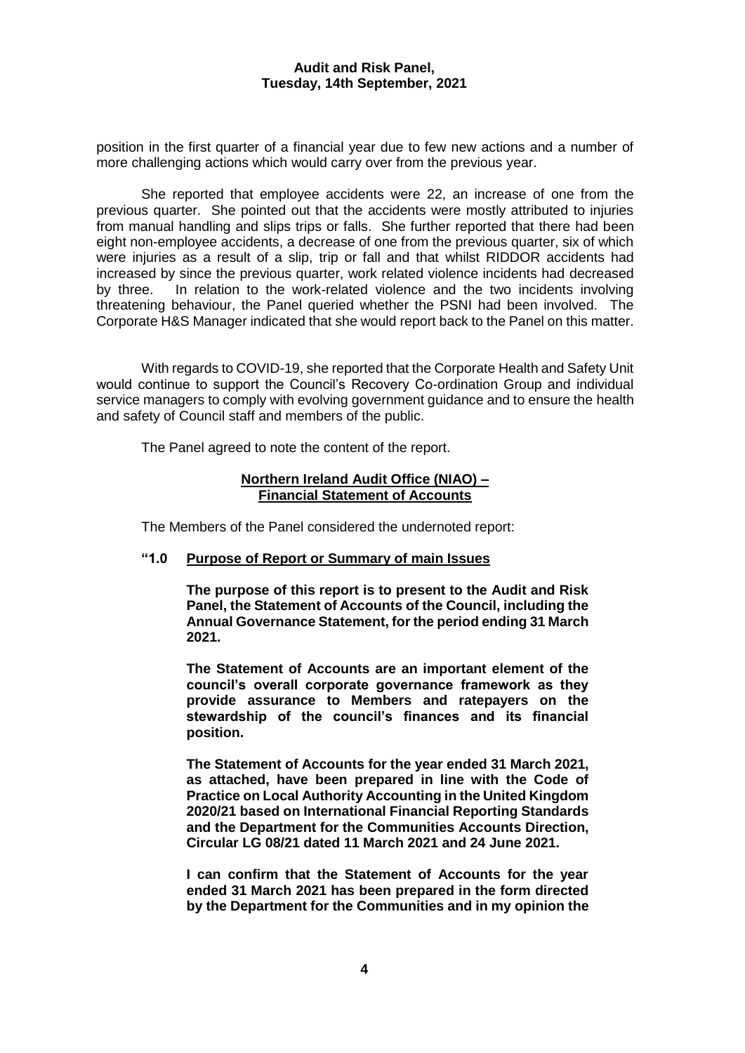position in the first quarter of a financial year due to few new actions and a number of more challenging actions which would carry over from the previous year.

She reported that employee accidents were 22, an increase of one from the previous quarter. She pointed out that the accidents were mostly attributed to injuries from manual handling and slips trips or falls. She further reported that there had been eight non-employee accidents, a decrease of one from the previous quarter, six of which were injuries as a result of a slip, trip or fall and that whilst RIDDOR accidents had increased by since the previous quarter, work related violence incidents had decreased by three. In relation to the work-related violence and the two incidents involving threatening behaviour, the Panel queried whether the PSNI had been involved. The Corporate H&S Manager indicated that she would report back to the Panel on this matter.

With regards to COVID-19, she reported that the Corporate Health and Safety Unit would continue to support the Council's Recovery Co-ordination Group and individual service managers to comply with evolving government guidance and to ensure the health and safety of Council staff and members of the public.

The Panel agreed to note the content of the report.

**Northern Ireland Audit Office (NIAO) – Financial Statement of Accounts**

The Members of the Panel considered the undernoted report:

**"1.0 Purpose of Report or Summary of main Issues**

**The purpose of this report is to present to the Audit and Risk Panel, the Statement of Accounts of the Council, including the Annual Governance Statement, for the period ending 31 March 2021.**

**The Statement of Accounts are an important element of the council's overall corporate governance framework as they provide assurance to Members and ratepayers on the stewardship of the council's finances and its financial position.**

**The Statement of Accounts for the year ended 31 March 2021, as attached, have been prepared in line with the Code of Practice on Local Authority Accounting in the United Kingdom 2020/21 based on International Financial Reporting Standards and the Department for the Communities Accounts Direction, Circular LG 08/21 dated 11 March 2021 and 24 June 2021.**

**I can confirm that the Statement of Accounts for the year ended 31 March 2021 has been prepared in the form directed by the Department for the Communities and in my opinion the**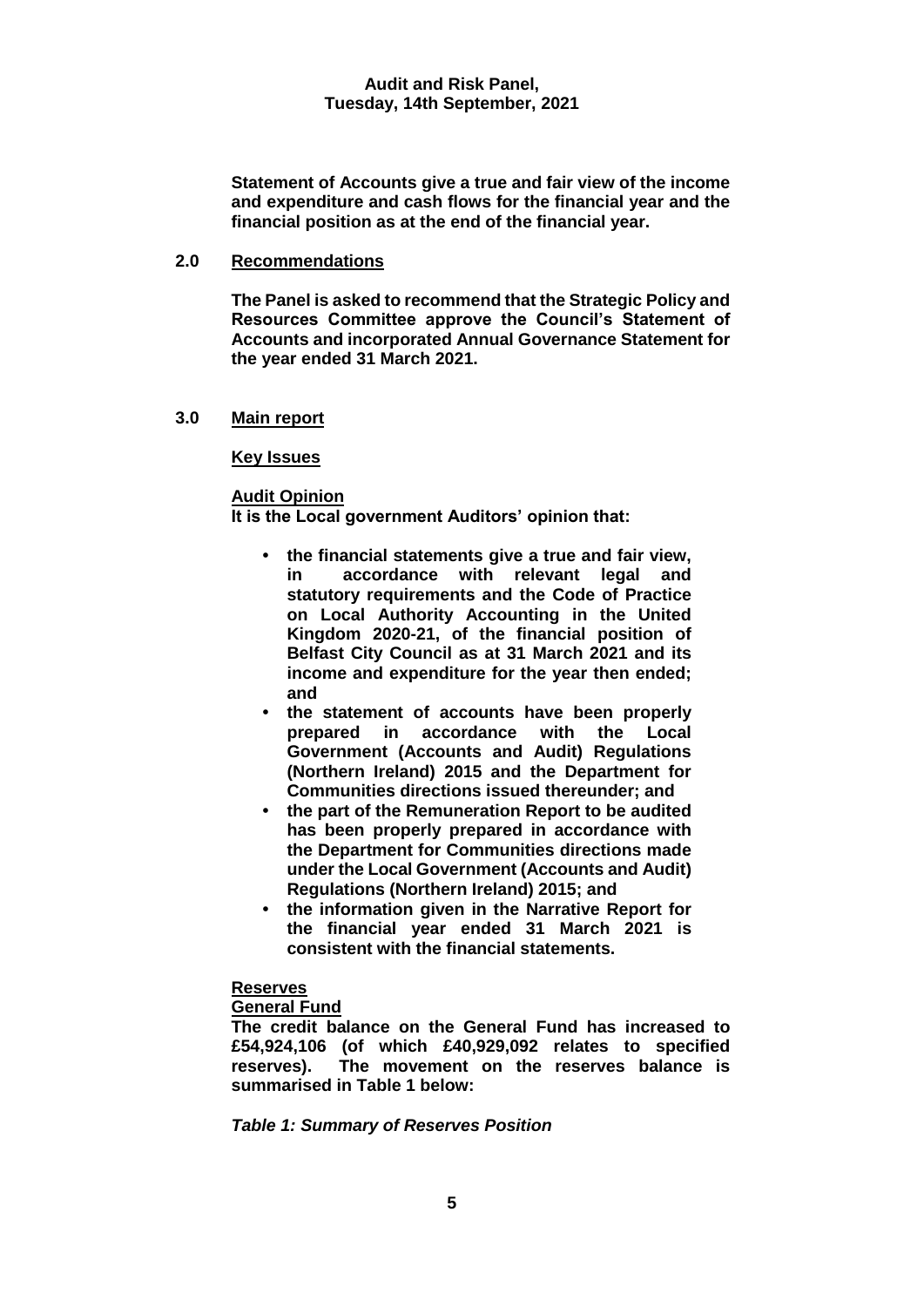**Statement of Accounts give a true and fair view of the income and expenditure and cash flows for the financial year and the financial position as at the end of the financial year.**

## 2.0 Recommendations

**The Panel is asked to recommend that the Strategic Policy and Resources Committee approve the Council's Statement of Accounts and incorporated Annual Governance Statement for the year ended 31 March 2021.**

## 3.0 Main report

**Key Issues**

**Audit Opinion**

**It is the Local government Auditors' opinion that:**

- **the financial statements give a true and fair view, in accordance with relevant legal and statutory requirements and the Code of Practice on Local Authority Accounting in the United Kingdom 2020-21, of the financial position of Belfast City Council as at 31 March 2021 and its income and expenditure for the year then ended; and**
- **the statement of accounts have been properly prepared in accordance with the Local Government (Accounts and Audit) Regulations (Northern Ireland) 2015 and the Department for Communities directions issued thereunder; and**
- **the part of the Remuneration Report to be audited has been properly prepared in accordance with the Department for Communities directions made under the Local Government (Accounts and Audit) Regulations (Northern Ireland) 2015; and**
- **the information given in the Narrative Report for the financial year ended 31 March 2021 is consistent with the financial statements.**

**Reserves**

**General Fund**

**The credit balance on the General Fund has increased to £54,924,106 (of which £40,929,092 relates to specified reserves). The movement on the reserves balance is summarised in Table 1 below:**

***Table 1: Summary of Reserves Position***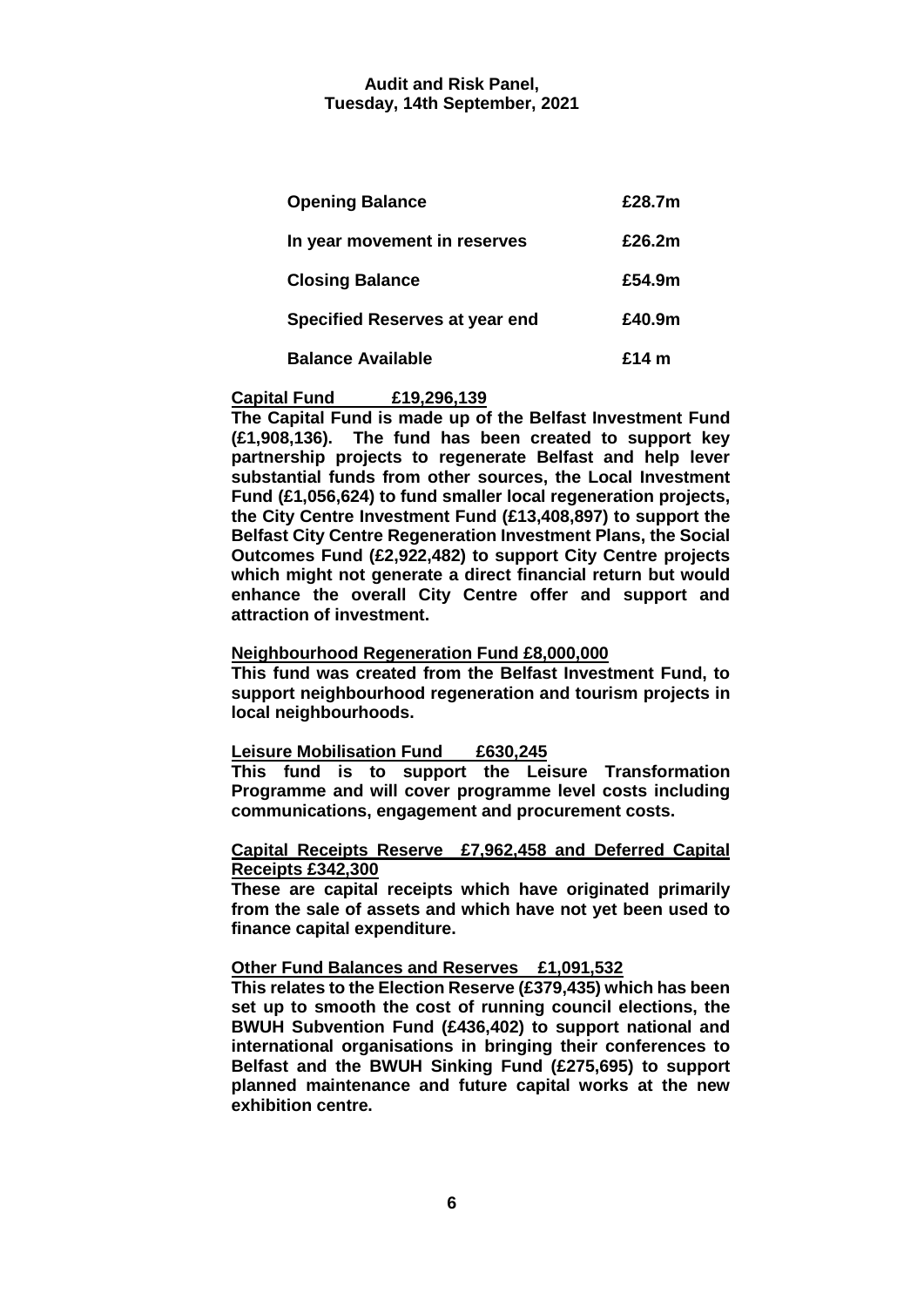| | |
|---|---|
| **Opening Balance** | **£28.7m** |
| **In year movement in reserves** | **£26.2m** |
| **Closing Balance** | **£54.9m** |
| **Specified Reserves at year end** | **£40.9m** |
| **Balance Available** | **£14 m** |

**Capital Fund £19,296,139**

**The Capital Fund is made up of the Belfast Investment Fund (£1,908,136). The fund has been created to support key partnership projects to regenerate Belfast and help lever substantial funds from other sources, the Local Investment Fund (£1,056,624) to fund smaller local regeneration projects, the City Centre Investment Fund (£13,408,897) to support the Belfast City Centre Regeneration Investment Plans, the Social Outcomes Fund (£2,922,482) to support City Centre projects which might not generate a direct financial return but would enhance the overall City Centre offer and support and attraction of investment.**

**Neighbourhood Regeneration Fund £8,000,000**

**This fund was created from the Belfast Investment Fund, to support neighbourhood regeneration and tourism projects in local neighbourhoods.**

**Leisure Mobilisation Fund £630,245**

**This fund is to support the Leisure Transformation Programme and will cover programme level costs including communications, engagement and procurement costs.**

**Capital Receipts Reserve £7,962,458 and Deferred Capital Receipts £342,300**

**These are capital receipts which have originated primarily from the sale of assets and which have not yet been used to finance capital expenditure.**

**Other Fund Balances and Reserves £1,091,532**

**This relates to the Election Reserve (£379,435) which has been set up to smooth the cost of running council elections, the BWUH Subvention Fund (£436,402) to support national and international organisations in bringing their conferences to Belfast and the BWUH Sinking Fund (£275,695) to support planned maintenance and future capital works at the new exhibition centre.**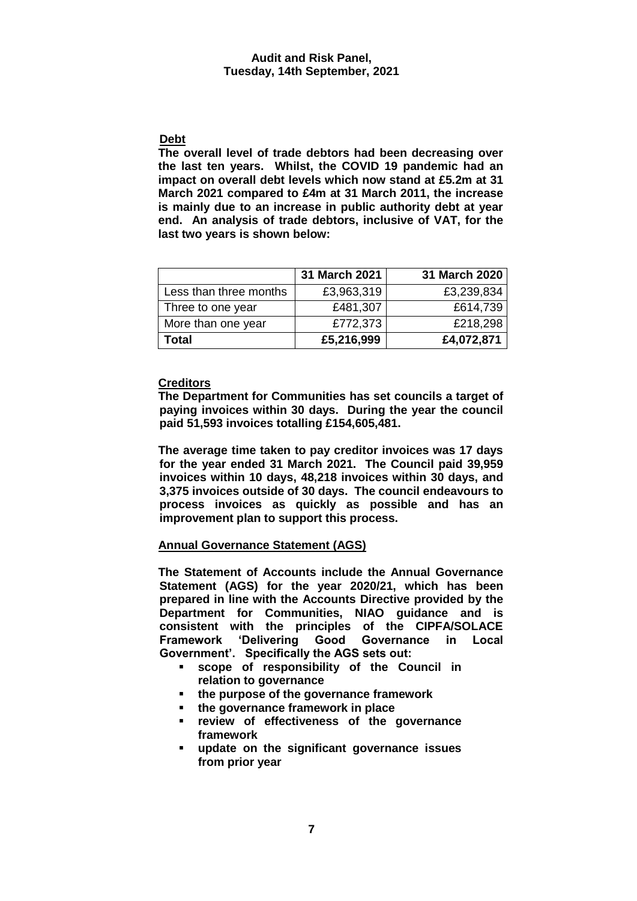**Debt**

**The overall level of trade debtors had been decreasing over the last ten years. Whilst, the COVID 19 pandemic had an impact on overall debt levels which now stand at £5.2m at 31 March 2021 compared to £4m at 31 March 2011, the increase is mainly due to an increase in public authority debt at year end. An analysis of trade debtors, inclusive of VAT, for the last two years is shown below:**

| | 31 March 2021 | 31 March 2020 |
|---|---|---|
| Less than three months | £3,963,319 | £3,239,834 |
| Three to one year | £481,307 | £614,739 |
| More than one year | £772,373 | £218,298 |
| **Total** | **£5,216,999** | **£4,072,871** |

**Creditors**

**The Department for Communities has set councils a target of paying invoices within 30 days. During the year the council paid 51,593 invoices totalling £154,605,481.**

**The average time taken to pay creditor invoices was 17 days for the year ended 31 March 2021. The Council paid 39,959 invoices within 10 days, 48,218 invoices within 30 days, and 3,375 invoices outside of 30 days. The council endeavours to process invoices as quickly as possible and has an improvement plan to support this process.**

**Annual Governance Statement (AGS)**

**The Statement of Accounts include the Annual Governance Statement (AGS) for the year 2020/21, which has been prepared in line with the Accounts Directive provided by the Department for Communities, NIAO guidance and is consistent with the principles of the CIPFA/SOLACE Framework 'Delivering Good Governance in Local Government'. Specifically the AGS sets out:**

- **scope of responsibility of the Council in relation to governance**
- **the purpose of the governance framework**
- **the governance framework in place**
- **review of effectiveness of the governance framework**
- **update on the significant governance issues from prior year**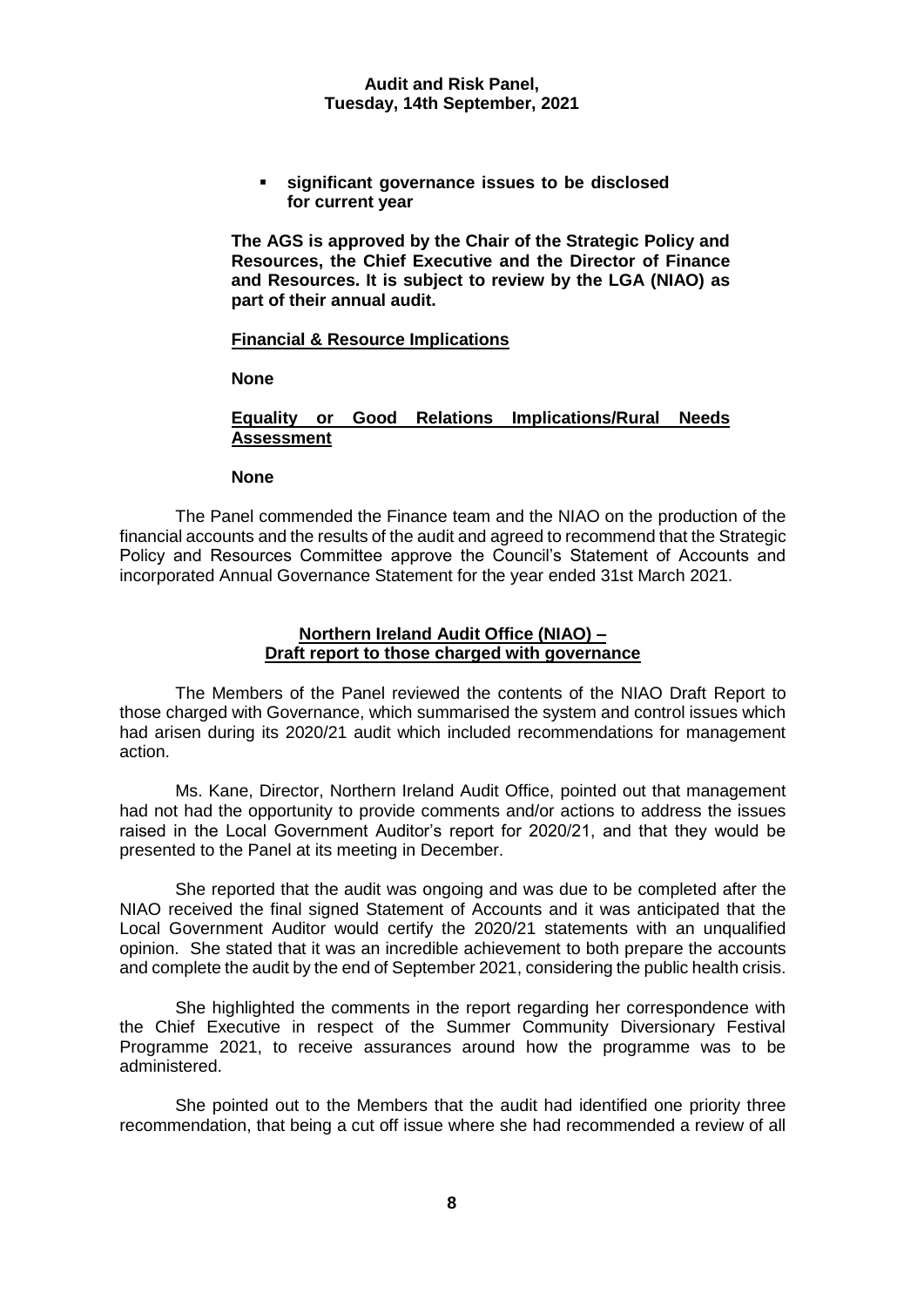- **significant governance issues to be disclosed for current year**

**The AGS is approved by the Chair of the Strategic Policy and Resources, the Chief Executive and the Director of Finance and Resources. It is subject to review by the LGA (NIAO) as part of their annual audit.**

**Financial & Resource Implications**

**None**

**Equality or Good Relations Implications/Rural Needs Assessment**

**None**

The Panel commended the Finance team and the NIAO on the production of the financial accounts and the results of the audit and agreed to recommend that the Strategic Policy and Resources Committee approve the Council's Statement of Accounts and incorporated Annual Governance Statement for the year ended 31st March 2021.

## Northern Ireland Audit Office (NIAO) – Draft report to those charged with governance

The Members of the Panel reviewed the contents of the NIAO Draft Report to those charged with Governance, which summarised the system and control issues which had arisen during its 2020/21 audit which included recommendations for management action.

Ms. Kane, Director, Northern Ireland Audit Office, pointed out that management had not had the opportunity to provide comments and/or actions to address the issues raised in the Local Government Auditor's report for 2020/21, and that they would be presented to the Panel at its meeting in December.

She reported that the audit was ongoing and was due to be completed after the NIAO received the final signed Statement of Accounts and it was anticipated that the Local Government Auditor would certify the 2020/21 statements with an unqualified opinion. She stated that it was an incredible achievement to both prepare the accounts and complete the audit by the end of September 2021, considering the public health crisis.

She highlighted the comments in the report regarding her correspondence with the Chief Executive in respect of the Summer Community Diversionary Festival Programme 2021, to receive assurances around how the programme was to be administered.

She pointed out to the Members that the audit had identified one priority three recommendation, that being a cut off issue where she had recommended a review of all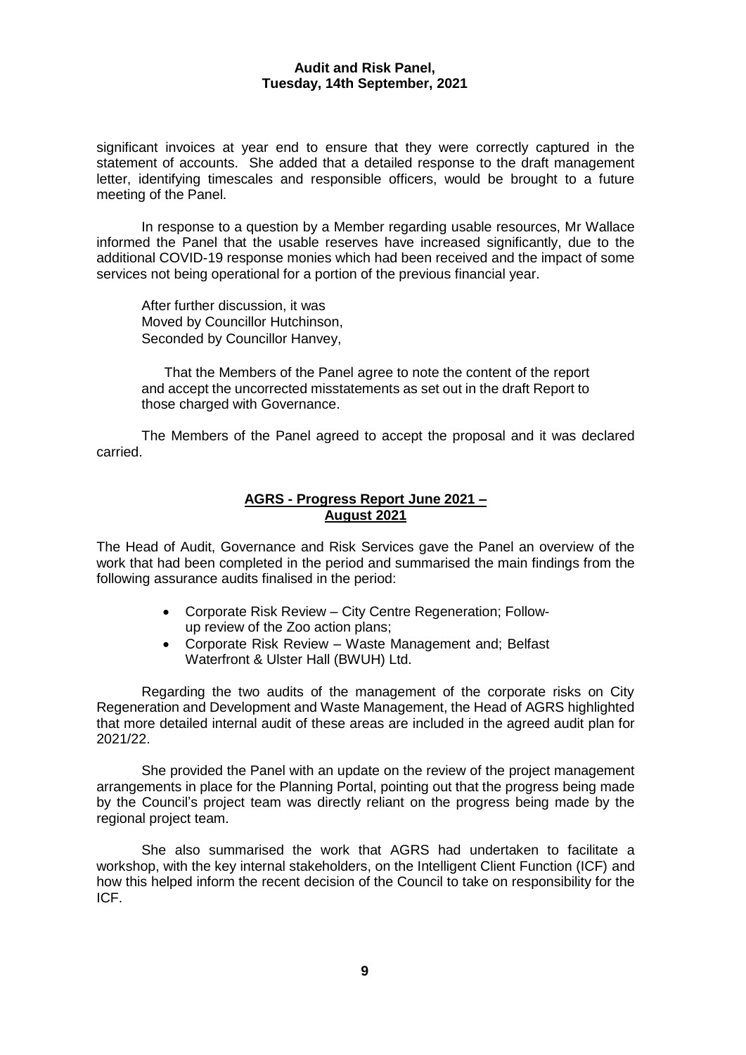significant invoices at year end to ensure that they were correctly captured in the statement of accounts. She added that a detailed response to the draft management letter, identifying timescales and responsible officers, would be brought to a future meeting of the Panel.

In response to a question by a Member regarding usable resources, Mr Wallace informed the Panel that the usable reserves have increased significantly, due to the additional COVID-19 response monies which had been received and the impact of some services not being operational for a portion of the previous financial year.

After further discussion, it was
Moved by Councillor Hutchinson,
Seconded by Councillor Hanvey,

That the Members of the Panel agree to note the content of the report and accept the uncorrected misstatements as set out in the draft Report to those charged with Governance.

The Members of the Panel agreed to accept the proposal and it was declared carried.

## AGRS - Progress Report June 2021 – August 2021

The Head of Audit, Governance and Risk Services gave the Panel an overview of the work that had been completed in the period and summarised the main findings from the following assurance audits finalised in the period:

- Corporate Risk Review – City Centre Regeneration; Follow-up review of the Zoo action plans;
- Corporate Risk Review – Waste Management and; Belfast Waterfront & Ulster Hall (BWUH) Ltd.

Regarding the two audits of the management of the corporate risks on City Regeneration and Development and Waste Management, the Head of AGRS highlighted that more detailed internal audit of these areas are included in the agreed audit plan for 2021/22.

She provided the Panel with an update on the review of the project management arrangements in place for the Planning Portal, pointing out that the progress being made by the Council's project team was directly reliant on the progress being made by the regional project team.

She also summarised the work that AGRS had undertaken to facilitate a workshop, with the key internal stakeholders, on the Intelligent Client Function (ICF) and how this helped inform the recent decision of the Council to take on responsibility for the ICF.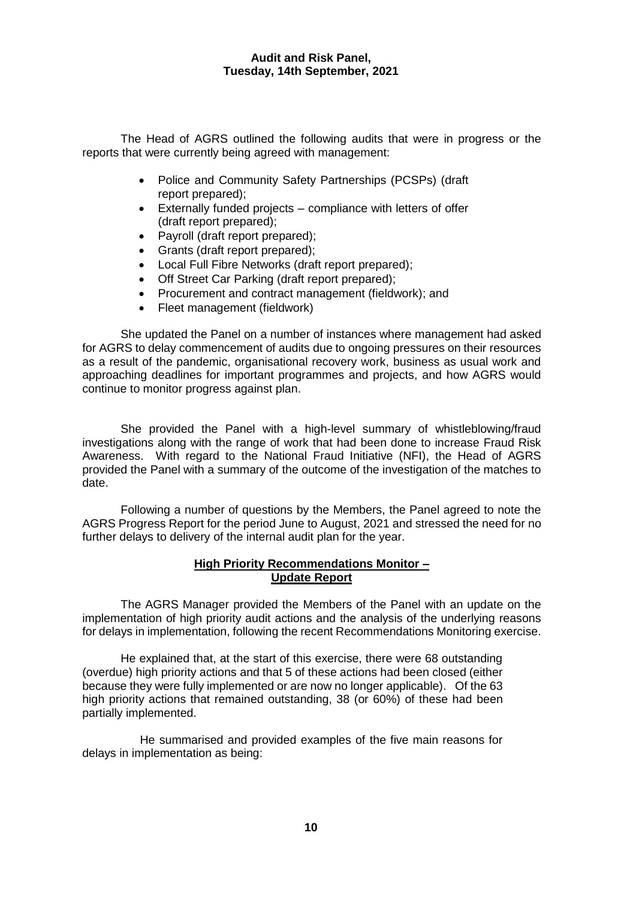The Head of AGRS outlined the following audits that were in progress or the reports that were currently being agreed with management:

- Police and Community Safety Partnerships (PCSPs) (draft report prepared);
- Externally funded projects – compliance with letters of offer (draft report prepared);
- Payroll (draft report prepared);
- Grants (draft report prepared);
- Local Full Fibre Networks (draft report prepared);
- Off Street Car Parking (draft report prepared);
- Procurement and contract management (fieldwork); and
- Fleet management (fieldwork)

She updated the Panel on a number of instances where management had asked for AGRS to delay commencement of audits due to ongoing pressures on their resources as a result of the pandemic, organisational recovery work, business as usual work and approaching deadlines for important programmes and projects, and how AGRS would continue to monitor progress against plan.

She provided the Panel with a high-level summary of whistleblowing/fraud investigations along with the range of work that had been done to increase Fraud Risk Awareness. With regard to the National Fraud Initiative (NFI), the Head of AGRS provided the Panel with a summary of the outcome of the investigation of the matches to date.

Following a number of questions by the Members, the Panel agreed to note the AGRS Progress Report for the period June to August, 2021 and stressed the need for no further delays to delivery of the internal audit plan for the year.

## High Priority Recommendations Monitor – Update Report

The AGRS Manager provided the Members of the Panel with an update on the implementation of high priority audit actions and the analysis of the underlying reasons for delays in implementation, following the recent Recommendations Monitoring exercise.

He explained that, at the start of this exercise, there were 68 outstanding (overdue) high priority actions and that 5 of these actions had been closed (either because they were fully implemented or are now no longer applicable). Of the 63 high priority actions that remained outstanding, 38 (or 60%) of these had been partially implemented.

He summarised and provided examples of the five main reasons for delays in implementation as being: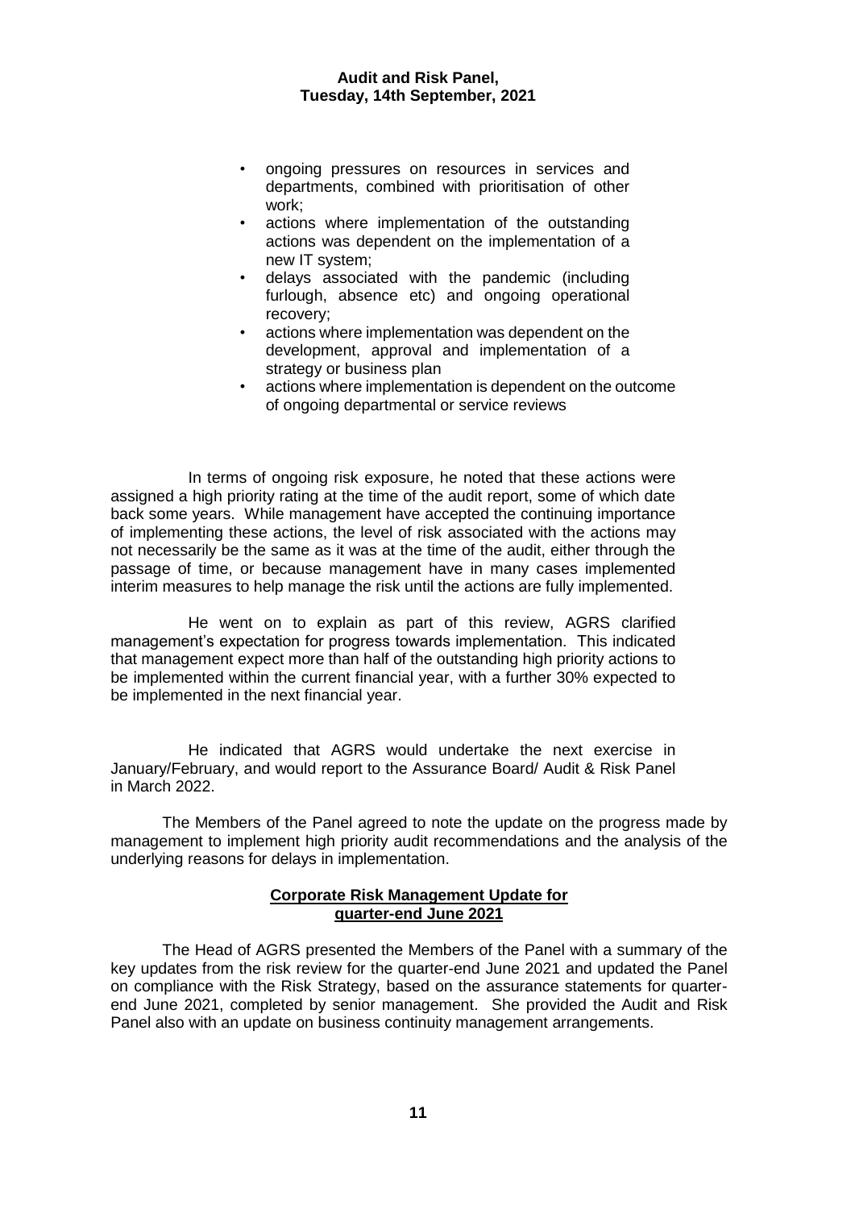- ongoing pressures on resources in services and departments, combined with prioritisation of other work;
- actions where implementation of the outstanding actions was dependent on the implementation of a new IT system;
- delays associated with the pandemic (including furlough, absence etc) and ongoing operational recovery;
- actions where implementation was dependent on the development, approval and implementation of a strategy or business plan
- actions where implementation is dependent on the outcome of ongoing departmental or service reviews

In terms of ongoing risk exposure, he noted that these actions were assigned a high priority rating at the time of the audit report, some of which date back some years. While management have accepted the continuing importance of implementing these actions, the level of risk associated with the actions may not necessarily be the same as it was at the time of the audit, either through the passage of time, or because management have in many cases implemented interim measures to help manage the risk until the actions are fully implemented.

He went on to explain as part of this review, AGRS clarified management's expectation for progress towards implementation. This indicated that management expect more than half of the outstanding high priority actions to be implemented within the current financial year, with a further 30% expected to be implemented in the next financial year.

He indicated that AGRS would undertake the next exercise in January/February, and would report to the Assurance Board/ Audit & Risk Panel in March 2022.

The Members of the Panel agreed to note the update on the progress made by management to implement high priority audit recommendations and the analysis of the underlying reasons for delays in implementation.

## Corporate Risk Management Update for quarter-end June 2021

The Head of AGRS presented the Members of the Panel with a summary of the key updates from the risk review for the quarter-end June 2021 and updated the Panel on compliance with the Risk Strategy, based on the assurance statements for quarter-end June 2021, completed by senior management. She provided the Audit and Risk Panel also with an update on business continuity management arrangements.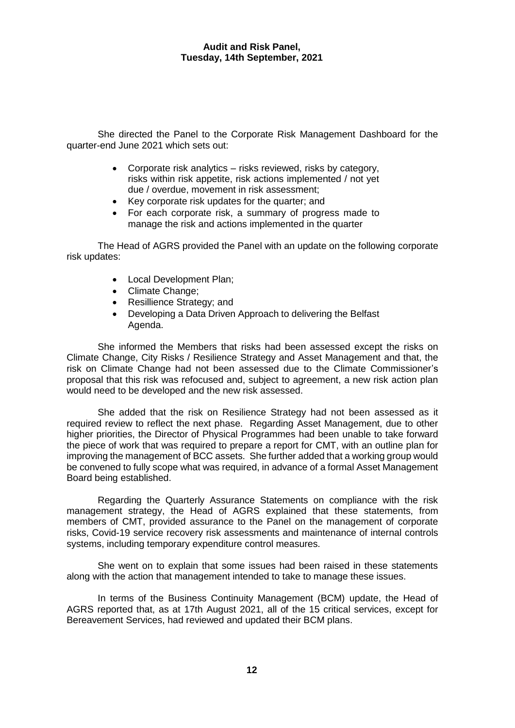She directed the Panel to the Corporate Risk Management Dashboard for the quarter-end June 2021 which sets out:

- Corporate risk analytics – risks reviewed, risks by category, risks within risk appetite, risk actions implemented / not yet due / overdue, movement in risk assessment;
- Key corporate risk updates for the quarter; and
- For each corporate risk, a summary of progress made to manage the risk and actions implemented in the quarter

The Head of AGRS provided the Panel with an update on the following corporate risk updates:

- Local Development Plan;
- Climate Change;
- Resillience Strategy; and
- Developing a Data Driven Approach to delivering the Belfast Agenda.

She informed the Members that risks had been assessed except the risks on Climate Change, City Risks / Resilience Strategy and Asset Management and that, the risk on Climate Change had not been assessed due to the Climate Commissioner's proposal that this risk was refocused and, subject to agreement, a new risk action plan would need to be developed and the new risk assessed.

She added that the risk on Resilience Strategy had not been assessed as it required review to reflect the next phase. Regarding Asset Management, due to other higher priorities, the Director of Physical Programmes had been unable to take forward the piece of work that was required to prepare a report for CMT, with an outline plan for improving the management of BCC assets. She further added that a working group would be convened to fully scope what was required, in advance of a formal Asset Management Board being established.

Regarding the Quarterly Assurance Statements on compliance with the risk management strategy, the Head of AGRS explained that these statements, from members of CMT, provided assurance to the Panel on the management of corporate risks, Covid-19 service recovery risk assessments and maintenance of internal controls systems, including temporary expenditure control measures.

She went on to explain that some issues had been raised in these statements along with the action that management intended to take to manage these issues.

In terms of the Business Continuity Management (BCM) update, the Head of AGRS reported that, as at 17th August 2021, all of the 15 critical services, except for Bereavement Services, had reviewed and updated their BCM plans.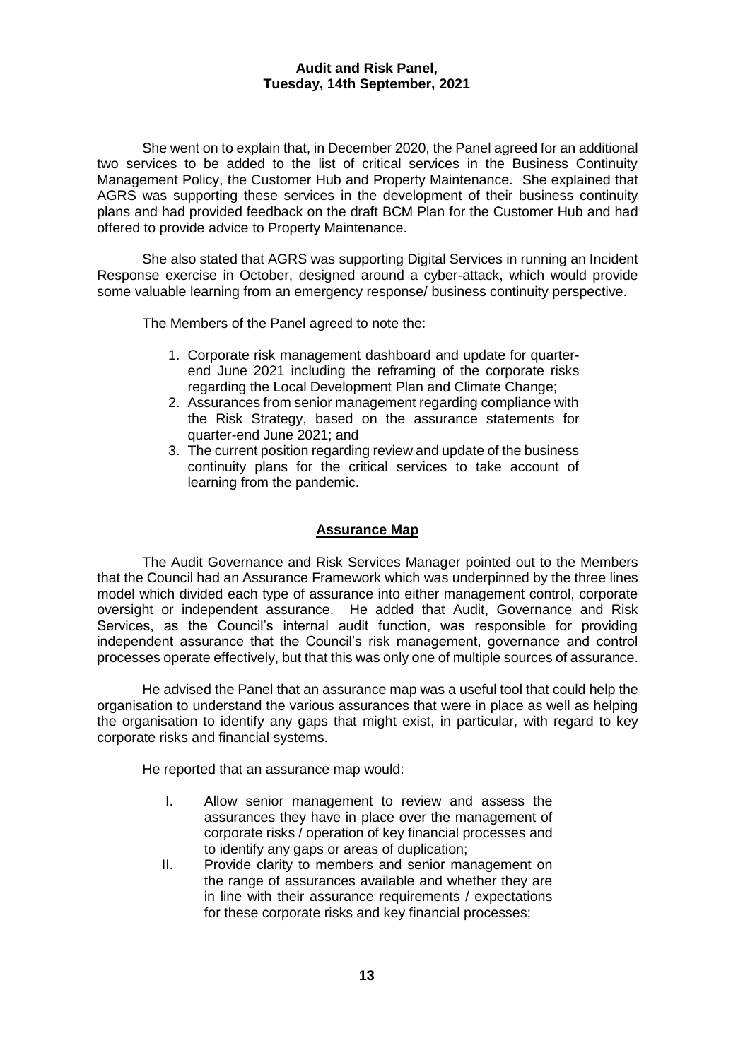She went on to explain that, in December 2020, the Panel agreed for an additional two services to be added to the list of critical services in the Business Continuity Management Policy, the Customer Hub and Property Maintenance. She explained that AGRS was supporting these services in the development of their business continuity plans and had provided feedback on the draft BCM Plan for the Customer Hub and had offered to provide advice to Property Maintenance.

She also stated that AGRS was supporting Digital Services in running an Incident Response exercise in October, designed around a cyber-attack, which would provide some valuable learning from an emergency response/ business continuity perspective.

The Members of the Panel agreed to note the:

1. Corporate risk management dashboard and update for quarter-end June 2021 including the reframing of the corporate risks regarding the Local Development Plan and Climate Change;
2. Assurances from senior management regarding compliance with the Risk Strategy, based on the assurance statements for quarter-end June 2021; and
3. The current position regarding review and update of the business continuity plans for the critical services to take account of learning from the pandemic.

## Assurance Map

The Audit Governance and Risk Services Manager pointed out to the Members that the Council had an Assurance Framework which was underpinned by the three lines model which divided each type of assurance into either management control, corporate oversight or independent assurance. He added that Audit, Governance and Risk Services, as the Council's internal audit function, was responsible for providing independent assurance that the Council's risk management, governance and control processes operate effectively, but that this was only one of multiple sources of assurance.

He advised the Panel that an assurance map was a useful tool that could help the organisation to understand the various assurances that were in place as well as helping the organisation to identify any gaps that might exist, in particular, with regard to key corporate risks and financial systems.

He reported that an assurance map would:

I. Allow senior management to review and assess the assurances they have in place over the management of corporate risks / operation of key financial processes and to identify any gaps or areas of duplication;
II. Provide clarity to members and senior management on the range of assurances available and whether they are in line with their assurance requirements / expectations for these corporate risks and key financial processes;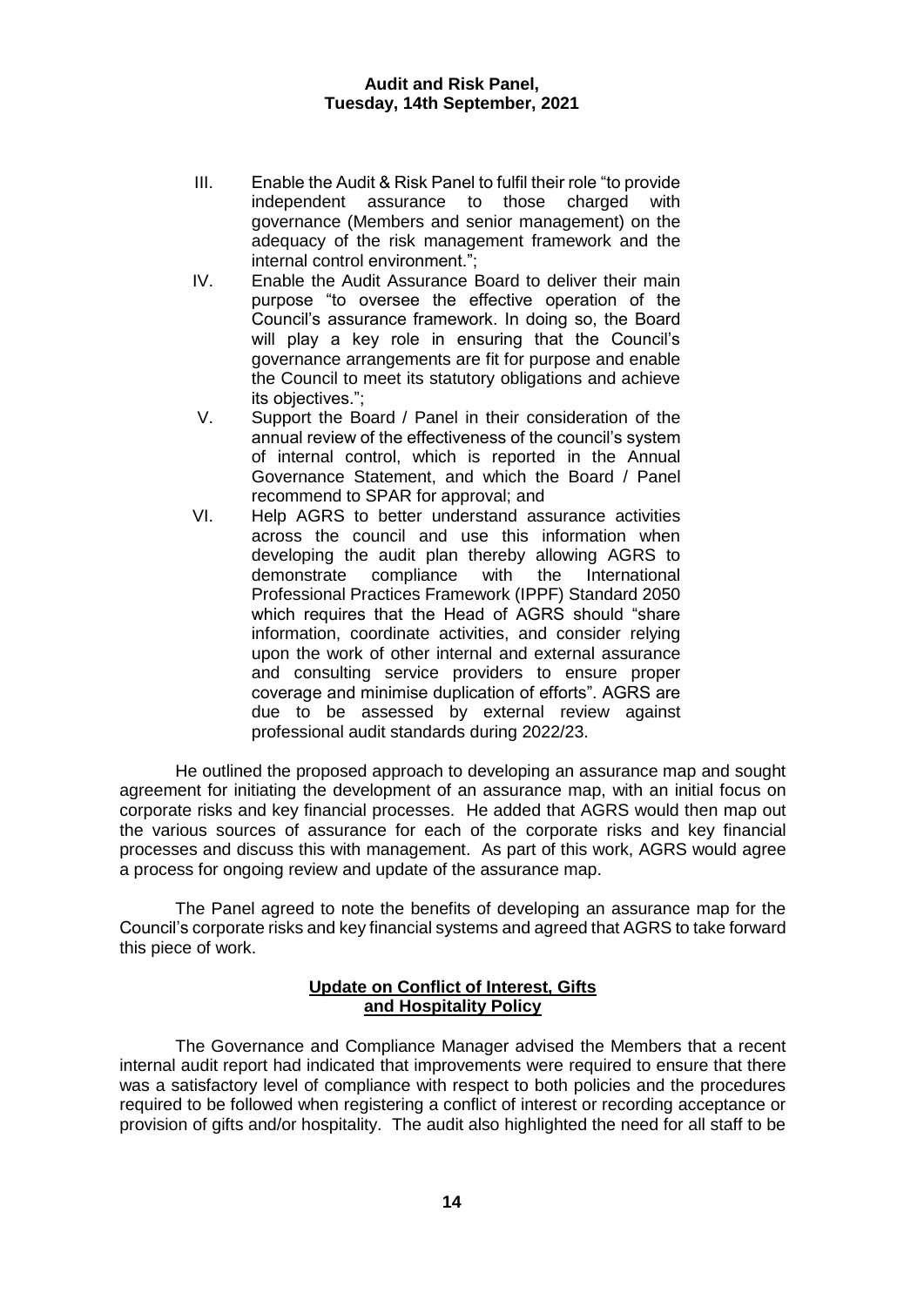III. Enable the Audit & Risk Panel to fulfil their role "to provide independent assurance to those charged with governance (Members and senior management) on the adequacy of the risk management framework and the internal control environment.";

IV. Enable the Audit Assurance Board to deliver their main purpose "to oversee the effective operation of the Council's assurance framework. In doing so, the Board will play a key role in ensuring that the Council's governance arrangements are fit for purpose and enable the Council to meet its statutory obligations and achieve its objectives.";

V. Support the Board / Panel in their consideration of the annual review of the effectiveness of the council's system of internal control, which is reported in the Annual Governance Statement, and which the Board / Panel recommend to SPAR for approval; and

VI. Help AGRS to better understand assurance activities across the council and use this information when developing the audit plan thereby allowing AGRS to demonstrate compliance with the International Professional Practices Framework (IPPF) Standard 2050 which requires that the Head of AGRS should "share information, coordinate activities, and consider relying upon the work of other internal and external assurance and consulting service providers to ensure proper coverage and minimise duplication of efforts". AGRS are due to be assessed by external review against professional audit standards during 2022/23.

He outlined the proposed approach to developing an assurance map and sought agreement for initiating the development of an assurance map, with an initial focus on corporate risks and key financial processes. He added that AGRS would then map out the various sources of assurance for each of the corporate risks and key financial processes and discuss this with management. As part of this work, AGRS would agree a process for ongoing review and update of the assurance map.

The Panel agreed to note the benefits of developing an assurance map for the Council's corporate risks and key financial systems and agreed that AGRS to take forward this piece of work.

## Update on Conflict of Interest, Gifts and Hospitality Policy

The Governance and Compliance Manager advised the Members that a recent internal audit report had indicated that improvements were required to ensure that there was a satisfactory level of compliance with respect to both policies and the procedures required to be followed when registering a conflict of interest or recording acceptance or provision of gifts and/or hospitality. The audit also highlighted the need for all staff to be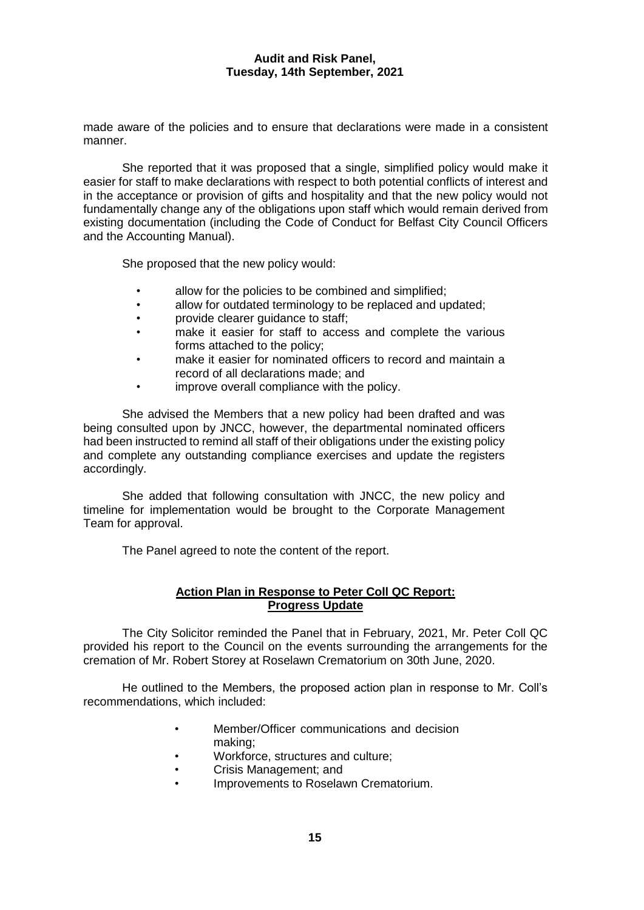made aware of the policies and to ensure that declarations were made in a consistent manner.

She reported that it was proposed that a single, simplified policy would make it easier for staff to make declarations with respect to both potential conflicts of interest and in the acceptance or provision of gifts and hospitality and that the new policy would not fundamentally change any of the obligations upon staff which would remain derived from existing documentation (including the Code of Conduct for Belfast City Council Officers and the Accounting Manual).

She proposed that the new policy would:

- allow for the policies to be combined and simplified;
- allow for outdated terminology to be replaced and updated;
- provide clearer guidance to staff;
- make it easier for staff to access and complete the various forms attached to the policy;
- make it easier for nominated officers to record and maintain a record of all declarations made; and
- improve overall compliance with the policy.

She advised the Members that a new policy had been drafted and was being consulted upon by JNCC, however, the departmental nominated officers had been instructed to remind all staff of their obligations under the existing policy and complete any outstanding compliance exercises and update the registers accordingly.

She added that following consultation with JNCC, the new policy and timeline for implementation would be brought to the Corporate Management Team for approval.

The Panel agreed to note the content of the report.

## **Action Plan in Response to Peter Coll QC Report: Progress Update**

The City Solicitor reminded the Panel that in February, 2021, Mr. Peter Coll QC provided his report to the Council on the events surrounding the arrangements for the cremation of Mr. Robert Storey at Roselawn Crematorium on 30th June, 2020.

He outlined to the Members, the proposed action plan in response to Mr. Coll's recommendations, which included:

- Member/Officer communications and decision making;
- Workforce, structures and culture;
- Crisis Management; and
- Improvements to Roselawn Crematorium.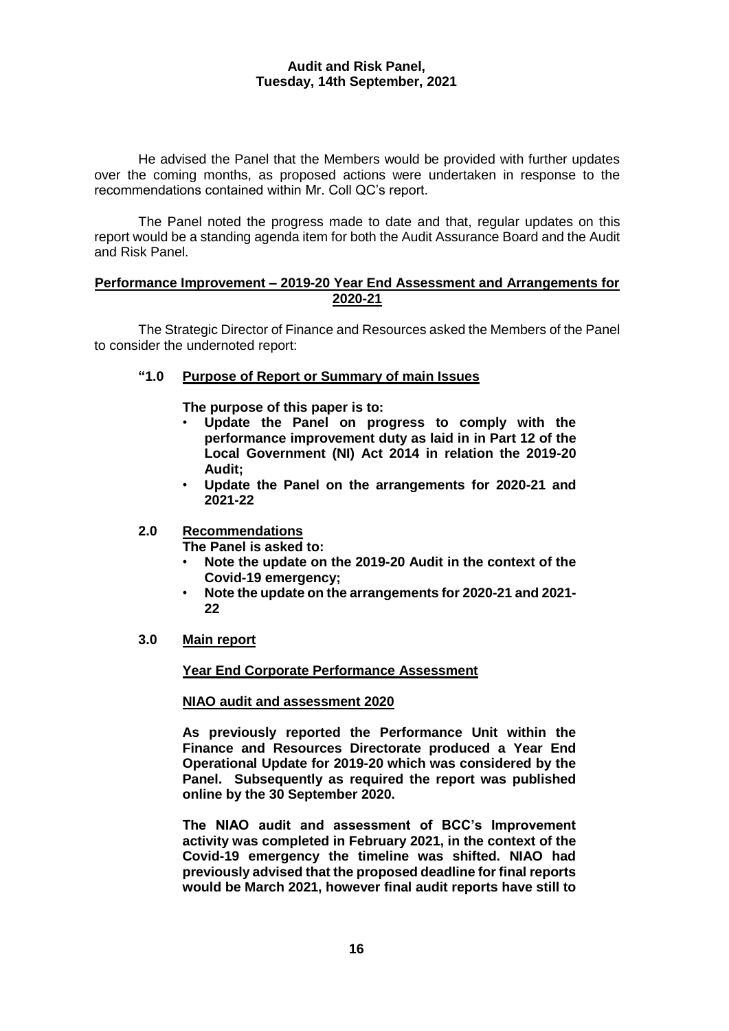He advised the Panel that the Members would be provided with further updates over the coming months, as proposed actions were undertaken in response to the recommendations contained within Mr. Coll QC's report.

The Panel noted the progress made to date and that, regular updates on this report would be a standing agenda item for both the Audit Assurance Board and the Audit and Risk Panel.

## Performance Improvement – 2019-20 Year End Assessment and Arrangements for 2020-21

The Strategic Director of Finance and Resources asked the Members of the Panel to consider the undernoted report:

**"1.0 Purpose of Report or Summary of main Issues**

**The purpose of this paper is to:**

- **Update the Panel on progress to comply with the performance improvement duty as laid in in Part 12 of the Local Government (NI) Act 2014 in relation the 2019-20 Audit;**
- **Update the Panel on the arrangements for 2020-21 and 2021-22**

**2.0 Recommendations**

**The Panel is asked to:**

- **Note the update on the 2019-20 Audit in the context of the Covid-19 emergency;**
- **Note the update on the arrangements for 2020-21 and 2021-22**

**3.0 Main report**

**Year End Corporate Performance Assessment**

**NIAO audit and assessment 2020**

**As previously reported the Performance Unit within the Finance and Resources Directorate produced a Year End Operational Update for 2019-20 which was considered by the Panel. Subsequently as required the report was published online by the 30 September 2020.**

**The NIAO audit and assessment of BCC's Improvement activity was completed in February 2021, in the context of the Covid-19 emergency the timeline was shifted. NIAO had previously advised that the proposed deadline for final reports would be March 2021, however final audit reports have still to**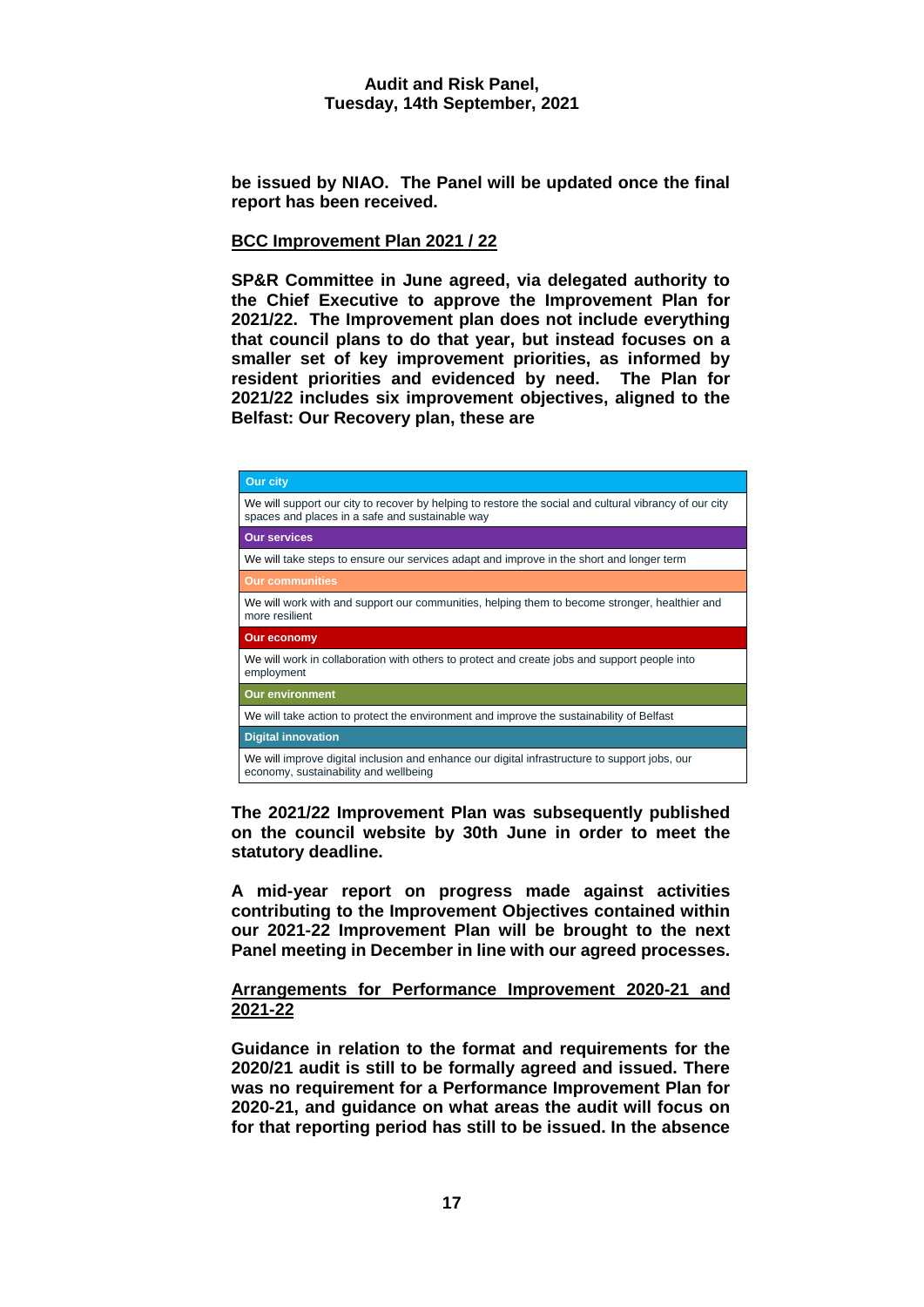**be issued by NIAO. The Panel will be updated once the final report has been received.**

**BCC Improvement Plan 2021 / 22**

**SP&R Committee in June agreed, via delegated authority to the Chief Executive to approve the Improvement Plan for 2021/22. The Improvement plan does not include everything that council plans to do that year, but instead focuses on a smaller set of key improvement priorities, as informed by resident priorities and evidenced by need. The Plan for 2021/22 includes six improvement objectives, aligned to the Belfast: Our Recovery plan, these are**

| **Our city** |
|---|
| We will support our city to recover by helping to restore the social and cultural vibrancy of our city spaces and places in a safe and sustainable way |
| **Our services** |
| We will take steps to ensure our services adapt and improve in the short and longer term |
| **Our communities** |
| We will work with and support our communities, helping them to become stronger, healthier and more resilient |
| **Our economy** |
| We will work in collaboration with others to protect and create jobs and support people into employment |
| **Our environment** |
| We will take action to protect the environment and improve the sustainability of Belfast |
| **Digital innovation** |
| We will improve digital inclusion and enhance our digital infrastructure to support jobs, our economy, sustainability and wellbeing |

**The 2021/22 Improvement Plan was subsequently published on the council website by 30th June in order to meet the statutory deadline.**

**A mid-year report on progress made against activities contributing to the Improvement Objectives contained within our 2021-22 Improvement Plan will be brought to the next Panel meeting in December in line with our agreed processes.**

**Arrangements for Performance Improvement 2020-21 and 2021-22**

**Guidance in relation to the format and requirements for the 2020/21 audit is still to be formally agreed and issued. There was no requirement for a Performance Improvement Plan for 2020-21, and guidance on what areas the audit will focus on for that reporting period has still to be issued. In the absence**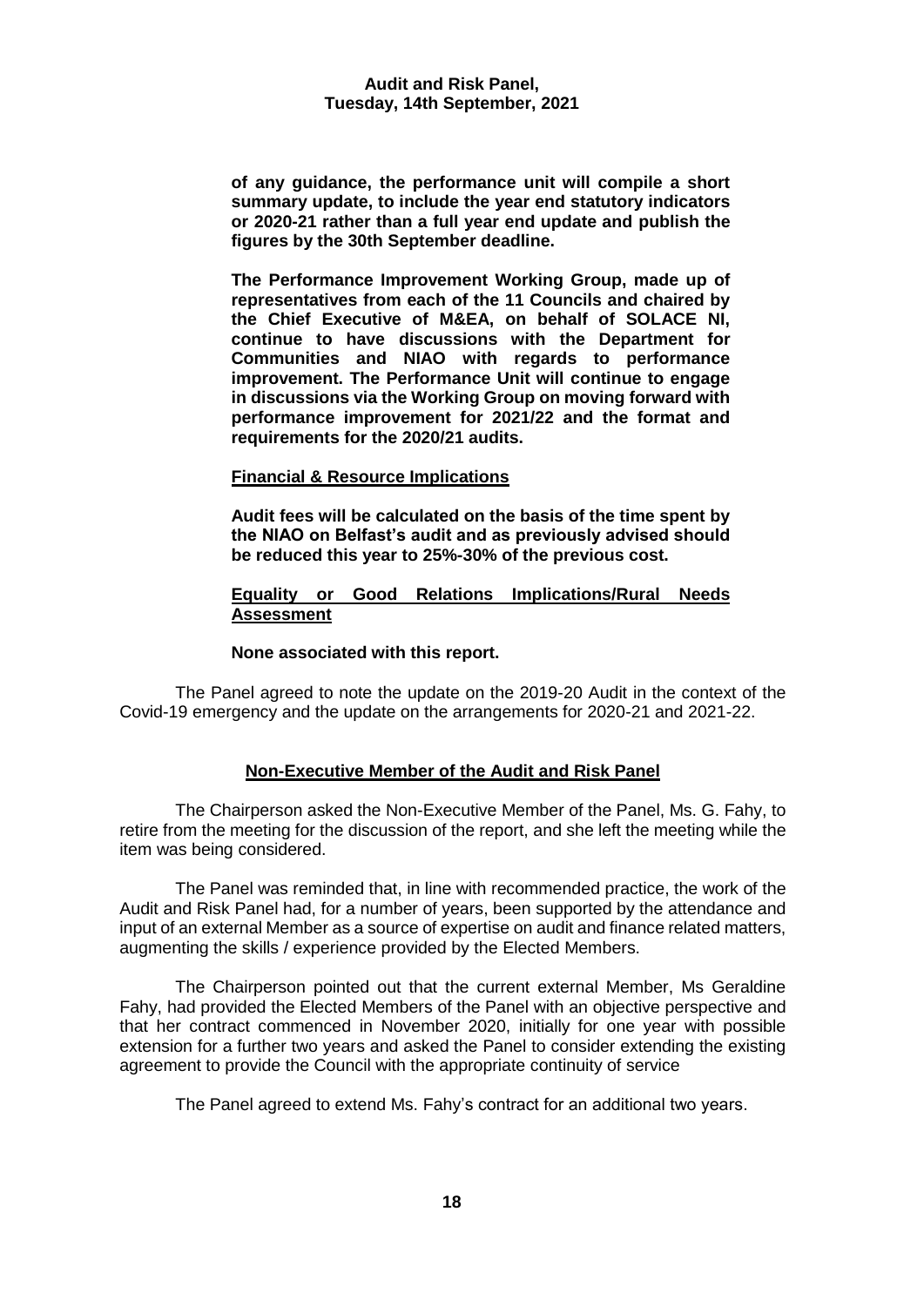**of any guidance, the performance unit will compile a short summary update, to include the year end statutory indicators or 2020-21 rather than a full year end update and publish the figures by the 30th September deadline.**

**The Performance Improvement Working Group, made up of representatives from each of the 11 Councils and chaired by the Chief Executive of M&EA, on behalf of SOLACE NI, continue to have discussions with the Department for Communities and NIAO with regards to performance improvement. The Performance Unit will continue to engage in discussions via the Working Group on moving forward with performance improvement for 2021/22 and the format and requirements for the 2020/21 audits.**

**Financial & Resource Implications**

**Audit fees will be calculated on the basis of the time spent by the NIAO on Belfast's audit and as previously advised should be reduced this year to 25%-30% of the previous cost.**

**Equality or Good Relations Implications/Rural Needs Assessment**

**None associated with this report.**

The Panel agreed to note the update on the 2019-20 Audit in the context of the Covid-19 emergency and the update on the arrangements for 2020-21 and 2021-22.

## Non-Executive Member of the Audit and Risk Panel

The Chairperson asked the Non-Executive Member of the Panel, Ms. G. Fahy, to retire from the meeting for the discussion of the report, and she left the meeting while the item was being considered.

The Panel was reminded that, in line with recommended practice, the work of the Audit and Risk Panel had, for a number of years, been supported by the attendance and input of an external Member as a source of expertise on audit and finance related matters, augmenting the skills / experience provided by the Elected Members.

The Chairperson pointed out that the current external Member, Ms Geraldine Fahy, had provided the Elected Members of the Panel with an objective perspective and that her contract commenced in November 2020, initially for one year with possible extension for a further two years and asked the Panel to consider extending the existing agreement to provide the Council with the appropriate continuity of service

The Panel agreed to extend Ms. Fahy's contract for an additional two years.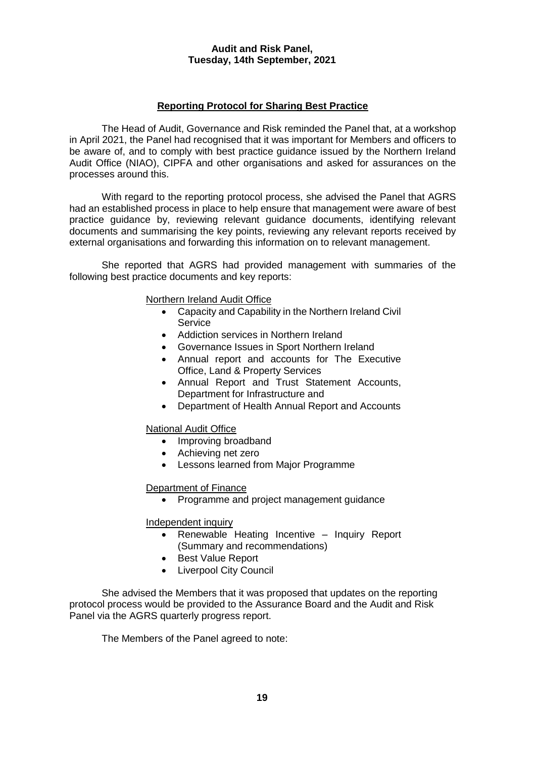## Reporting Protocol for Sharing Best Practice

The Head of Audit, Governance and Risk reminded the Panel that, at a workshop in April 2021, the Panel had recognised that it was important for Members and officers to be aware of, and to comply with best practice guidance issued by the Northern Ireland Audit Office (NIAO), CIPFA and other organisations and asked for assurances on the processes around this.

With regard to the reporting protocol process, she advised the Panel that AGRS had an established process in place to help ensure that management were aware of best practice guidance by, reviewing relevant guidance documents, identifying relevant documents and summarising the key points, reviewing any relevant reports received by external organisations and forwarding this information on to relevant management.

She reported that AGRS had provided management with summaries of the following best practice documents and key reports:

Northern Ireland Audit Office

- Capacity and Capability in the Northern Ireland Civil Service
- Addiction services in Northern Ireland
- Governance Issues in Sport Northern Ireland
- Annual report and accounts for The Executive Office, Land & Property Services
- Annual Report and Trust Statement Accounts, Department for Infrastructure and
- Department of Health Annual Report and Accounts

National Audit Office

- Improving broadband
- Achieving net zero
- Lessons learned from Major Programme

Department of Finance

- Programme and project management guidance

Independent inquiry

- Renewable Heating Incentive – Inquiry Report (Summary and recommendations)
- Best Value Report
- Liverpool City Council

She advised the Members that it was proposed that updates on the reporting protocol process would be provided to the Assurance Board and the Audit and Risk Panel via the AGRS quarterly progress report.

The Members of the Panel agreed to note: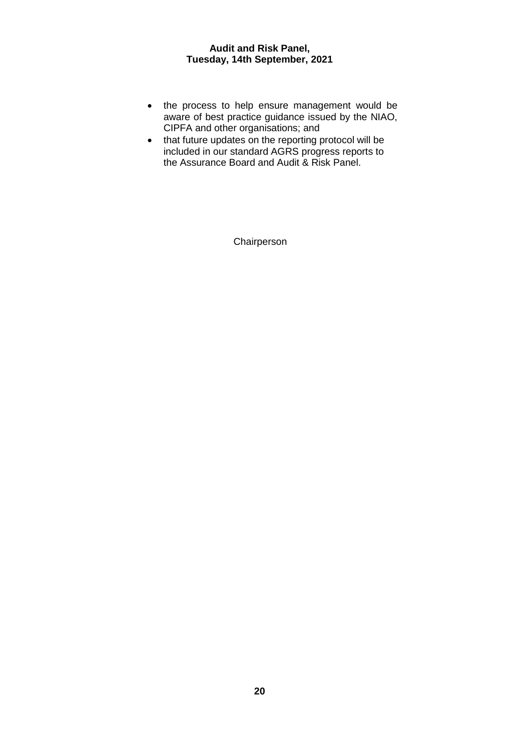- the process to help ensure management would be aware of best practice guidance issued by the NIAO, CIPFA and other organisations; and
- that future updates on the reporting protocol will be included in our standard AGRS progress reports to the Assurance Board and Audit & Risk Panel.

Chairperson